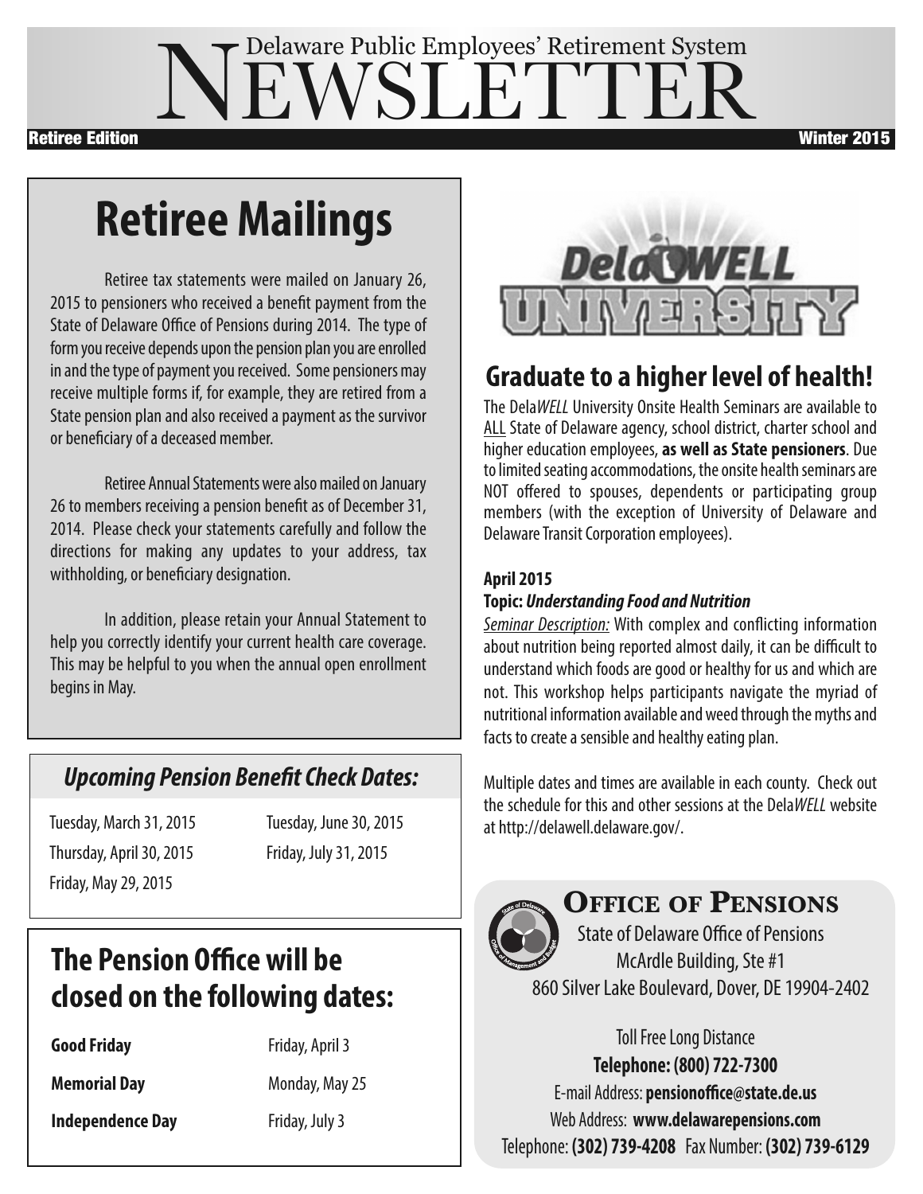# Delaware Public Employees' Retirement System NEWSLETTER

**Retiree Edition** — **Winter 2015**

## Retiree Mailings

Retiree tax statements were mailed on January 26, 2015 to pensioners who received a benefit payment from the State of Delaware Office of Pensions during 2014. The type of form you receive depends upon the pension plan you are enrolled in and the type of payment you received. Some pensioners may receive multiple forms if, for example, they are retired from a State pension plan and also received a payment as the survivor or beneficiary of a deceased member.

Retiree Annual Statements were also mailed on January 26 to members receiving a pension benefit as of December 31, 2014. Please check your statements carefully and follow the directions for making any updates to your address, tax withholding, or beneficiary designation.

In addition, please retain your Annual Statement to help you correctly identify your current health care coverage. This may be helpful to you when the annual open enrollment begins in May.

### *Upcoming Pension Benefit Check Dates:*

- Tuesday, March 31, 2015
- Thursday, April 30, 2015
- Friday, May 29, 2015
- Tuesday, June 30, 2015
- Friday, July 31, 2015

## The Pension Office will be closed on the following dates:

| | |
|---|---|
| **Good Friday** | Friday, April 3 |
| **Memorial Day** | Monday, May 25 |
| **Independence Day** | Friday, July 3 |

DelaWELL UNIVERSITY

## Graduate to a higher level of health!

The Dela*WELL* University Onsite Health Seminars are available to ALL State of Delaware agency, school district, charter school and higher education employees, **as well as State pensioners**. Due to limited seating accommodations, the onsite health seminars are NOT offered to spouses, dependents or participating group members (with the exception of University of Delaware and Delaware Transit Corporation employees).

**April 2015**

**Topic: *Understanding Food and Nutrition***

*Seminar Description:* With complex and conflicting information about nutrition being reported almost daily, it can be difficult to understand which foods are good or healthy for us and which are not. This workshop helps participants navigate the myriad of nutritional information available and weed through the myths and facts to create a sensible and healthy eating plan.

Multiple dates and times are available in each county. Check out the schedule for this and other sessions at the Dela*WELL* website at http://delawell.delaware.gov/.

## Office of Pensions

State of Delaware Office of Pensions
McArdle Building, Ste #1
860 Silver Lake Boulevard, Dover, DE 19904-2402

Toll Free Long Distance
**Telephone: (800) 722-7300**
E-mail Address: **pensionoffice@state.de.us**
Web Address: **www.delawarepensions.com**
Telephone: **(302) 739-4208** Fax Number: **(302) 739-6129**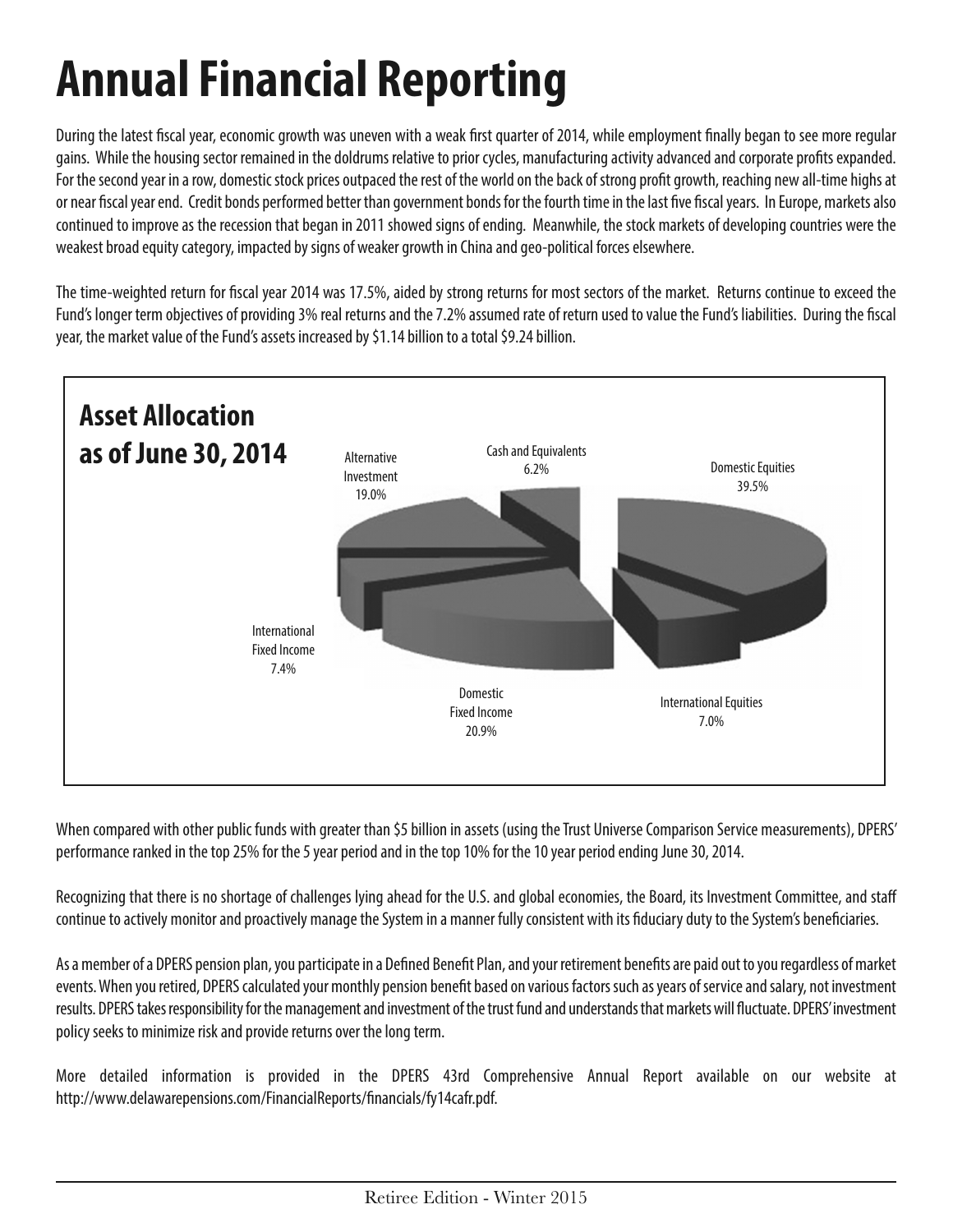# Annual Financial Reporting

During the latest fiscal year, economic growth was uneven with a weak first quarter of 2014, while employment finally began to see more regular gains. While the housing sector remained in the doldrums relative to prior cycles, manufacturing activity advanced and corporate profits expanded. For the second year in a row, domestic stock prices outpaced the rest of the world on the back of strong profit growth, reaching new all-time highs at or near fiscal year end. Credit bonds performed better than government bonds for the fourth time in the last five fiscal years. In Europe, markets also continued to improve as the recession that began in 2011 showed signs of ending. Meanwhile, the stock markets of developing countries were the weakest broad equity category, impacted by signs of weaker growth in China and geo-political forces elsewhere.

The time-weighted return for fiscal year 2014 was 17.5%, aided by strong returns for most sectors of the market. Returns continue to exceed the Fund's longer term objectives of providing 3% real returns and the 7.2% assumed rate of return used to value the Fund's liabilities. During the fiscal year, the market value of the Fund's assets increased by $1.14 billion to a total $9.24 billion.

## Asset Allocation as of June 30, 2014

Alternative Investment 19.0%

Cash and Equivalents 6.2%

Domestic Equities 39.5%

International Fixed Income 7.4%

Domestic Fixed Income 20.9%

International Equities 7.0%

When compared with other public funds with greater than $5 billion in assets (using the Trust Universe Comparison Service measurements), DPERS' performance ranked in the top 25% for the 5 year period and in the top 10% for the 10 year period ending June 30, 2014.

Recognizing that there is no shortage of challenges lying ahead for the U.S. and global economies, the Board, its Investment Committee, and staff continue to actively monitor and proactively manage the System in a manner fully consistent with its fiduciary duty to the System's beneficiaries.

As a member of a DPERS pension plan, you participate in a Defined Benefit Plan, and your retirement benefits are paid out to you regardless of market events. When you retired, DPERS calculated your monthly pension benefit based on various factors such as years of service and salary, not investment results. DPERS takes responsibility for the management and investment of the trust fund and understands that markets will fluctuate. DPERS' investment policy seeks to minimize risk and provide returns over the long term.

More detailed information is provided in the DPERS 43rd Comprehensive Annual Report available on our website at http://www.delawarepensions.com/FinancialReports/financials/fy14cafr.pdf.